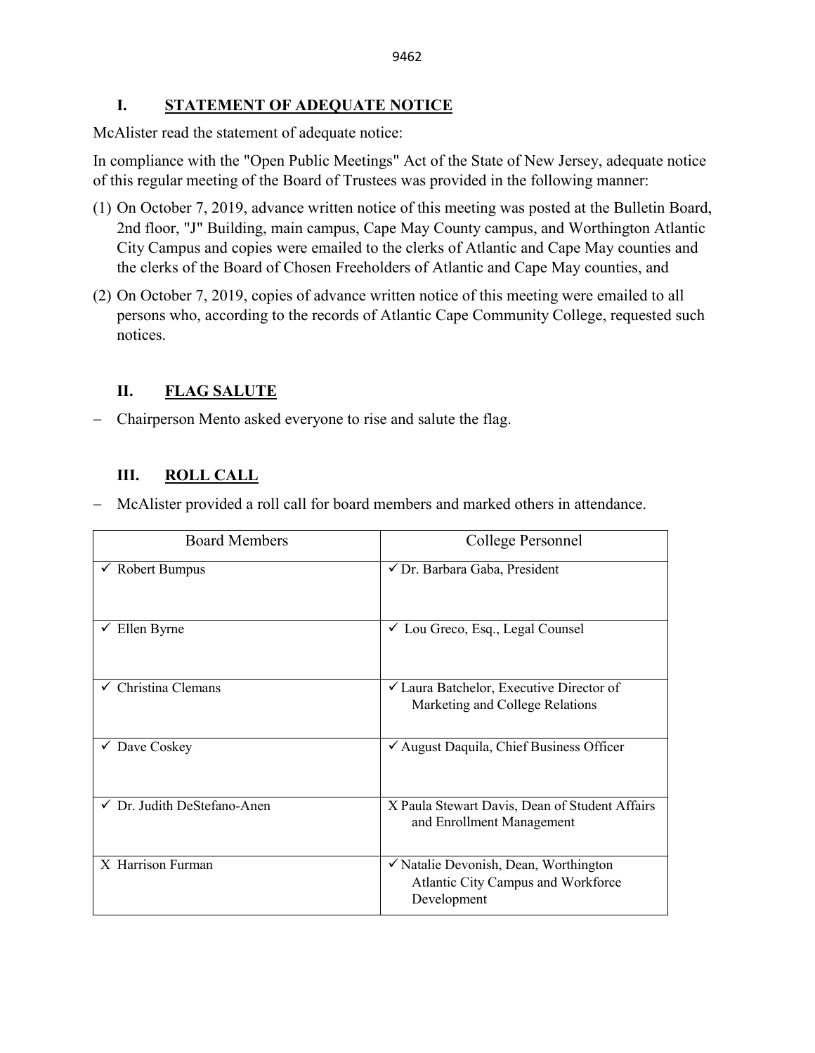## I. STATEMENT OF ADEQUATE NOTICE

McAlister read the statement of adequate notice:

In compliance with the "Open Public Meetings" Act of the State of New Jersey, adequate notice of this regular meeting of the Board of Trustees was provided in the following manner:

(1) On October 7, 2019, advance written notice of this meeting was posted at the Bulletin Board, 2nd floor, "J" Building, main campus, Cape May County campus, and Worthington Atlantic City Campus and copies were emailed to the clerks of Atlantic and Cape May counties and the clerks of the Board of Chosen Freeholders of Atlantic and Cape May counties, and

(2) On October 7, 2019, copies of advance written notice of this meeting were emailed to all persons who, according to the records of Atlantic Cape Community College, requested such notices.

## II. FLAG SALUTE

- Chairperson Mento asked everyone to rise and salute the flag.

## III. ROLL CALL

- McAlister provided a roll call for board members and marked others in attendance.

| Board Members | College Personnel |
|---|---|
| ✓ Robert Bumpus | ✓ Dr. Barbara Gaba, President |
| ✓ Ellen Byrne | ✓ Lou Greco, Esq., Legal Counsel |
| ✓ Christina Clemans | ✓ Laura Batchelor, Executive Director of Marketing and College Relations |
| ✓ Dave Coskey | ✓ August Daquila, Chief Business Officer |
| ✓ Dr. Judith DeStefano-Anen | X Paula Stewart Davis, Dean of Student Affairs and Enrollment Management |
| X Harrison Furman | ✓ Natalie Devonish, Dean, Worthington Atlantic City Campus and Workforce Development |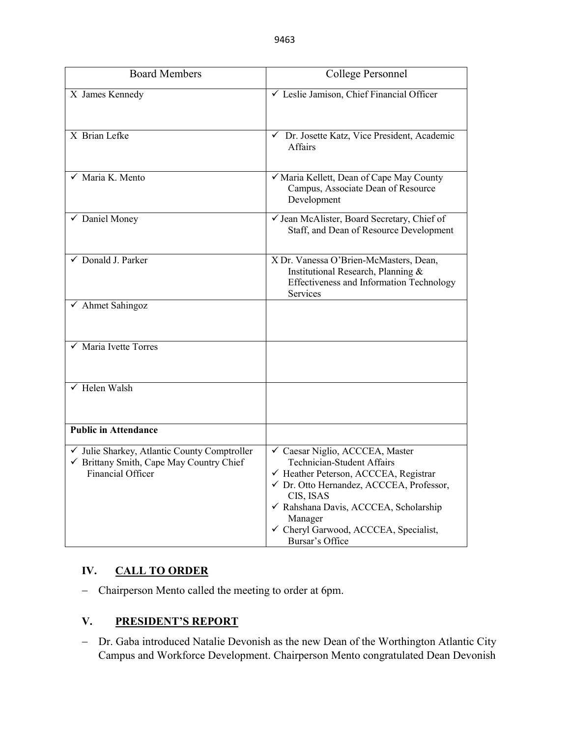| Board Members | College Personnel |
|---|---|
| X James Kennedy | ✓ Leslie Jamison, Chief Financial Officer |
| X Brian Lefke | ✓ Dr. Josette Katz, Vice President, Academic Affairs |
| ✓ Maria K. Mento | ✓ Maria Kellett, Dean of Cape May County Campus, Associate Dean of Resource Development |
| ✓ Daniel Money | ✓ Jean McAlister, Board Secretary, Chief of Staff, and Dean of Resource Development |
| ✓ Donald J. Parker | X Dr. Vanessa O'Brien-McMasters, Dean, Institutional Research, Planning & Effectiveness and Information Technology Services |
| ✓ Ahmet Sahingoz | |
| ✓ Maria Ivette Torres | |
| ✓ Helen Walsh | |
| **Public in Attendance** | |
| ✓ Julie Sharkey, Atlantic County Comptroller<br>✓ Brittany Smith, Cape May Country Chief Financial Officer | ✓ Caesar Niglio, ACCCEA, Master Technician-Student Affairs<br>✓ Heather Peterson, ACCCEA, Registrar<br>✓ Dr. Otto Hernandez, ACCCEA, Professor, CIS, ISAS<br>✓ Rahshana Davis, ACCCEA, Scholarship Manager<br>✓ Cheryl Garwood, ACCCEA, Specialist, Bursar's Office |

## IV. CALL TO ORDER

- Chairperson Mento called the meeting to order at 6pm.

## V. PRESIDENT'S REPORT

- Dr. Gaba introduced Natalie Devonish as the new Dean of the Worthington Atlantic City Campus and Workforce Development. Chairperson Mento congratulated Dean Devonish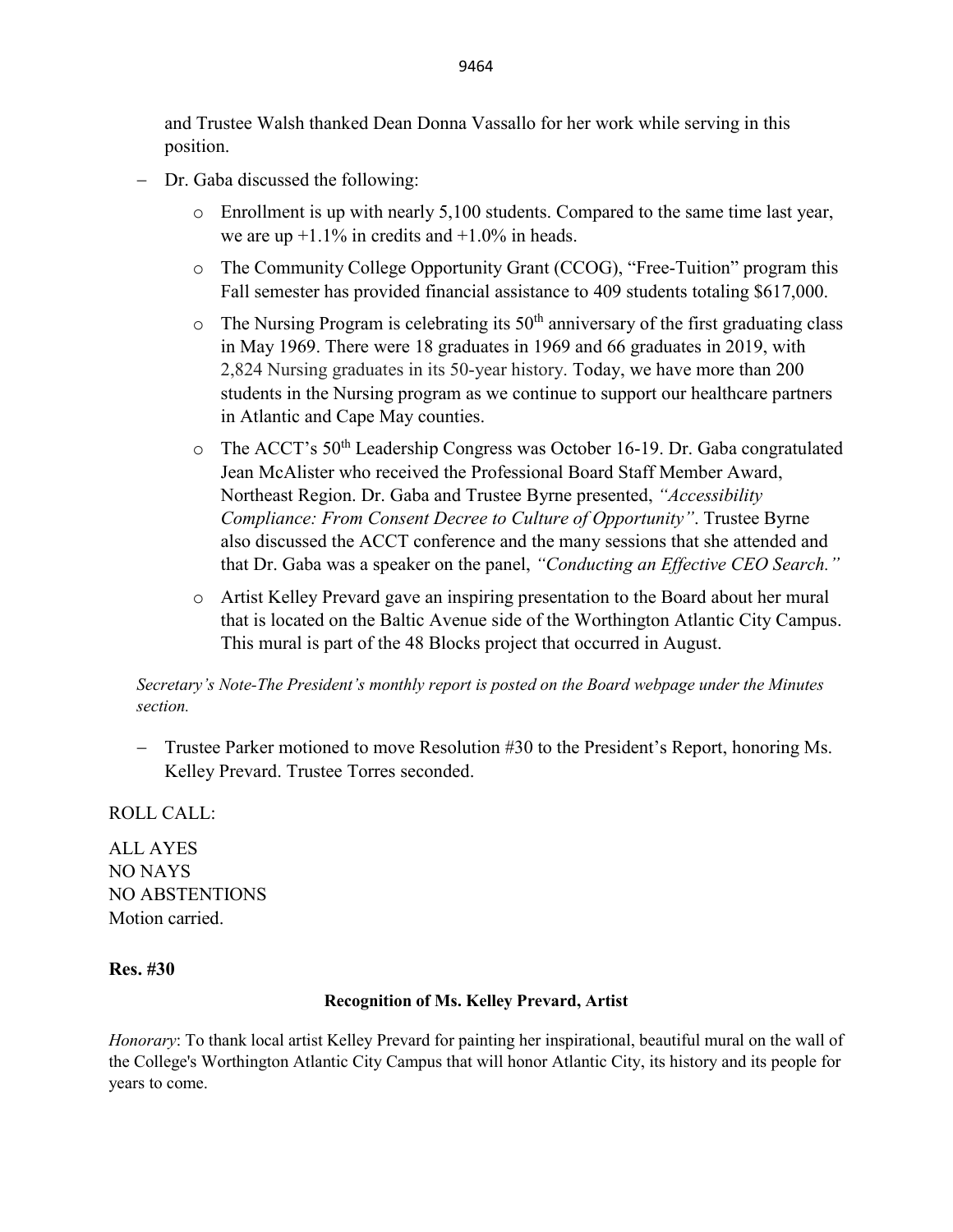and Trustee Walsh thanked Dean Donna Vassallo for her work while serving in this position.

- Dr. Gaba discussed the following:
  - Enrollment is up with nearly 5,100 students. Compared to the same time last year, we are up +1.1% in credits and +1.0% in heads.
  - The Community College Opportunity Grant (CCOG), "Free-Tuition" program this Fall semester has provided financial assistance to 409 students totaling $617,000.
  - The Nursing Program is celebrating its 50th anniversary of the first graduating class in May 1969. There were 18 graduates in 1969 and 66 graduates in 2019, with 2,824 Nursing graduates in its 50-year history. Today, we have more than 200 students in the Nursing program as we continue to support our healthcare partners in Atlantic and Cape May counties.
  - The ACCT's 50th Leadership Congress was October 16-19. Dr. Gaba congratulated Jean McAlister who received the Professional Board Staff Member Award, Northeast Region. Dr. Gaba and Trustee Byrne presented, *"Accessibility Compliance: From Consent Decree to Culture of Opportunity"*. Trustee Byrne also discussed the ACCT conference and the many sessions that she attended and that Dr. Gaba was a speaker on the panel, *"Conducting an Effective CEO Search."*
  - Artist Kelley Prevard gave an inspiring presentation to the Board about her mural that is located on the Baltic Avenue side of the Worthington Atlantic City Campus. This mural is part of the 48 Blocks project that occurred in August.

*Secretary's Note-The President's monthly report is posted on the Board webpage under the Minutes section.*

- Trustee Parker motioned to move Resolution #30 to the President's Report, honoring Ms. Kelley Prevard. Trustee Torres seconded.

ROLL CALL:

ALL AYES
NO NAYS
NO ABSTENTIONS
Motion carried.

**Res. #30**

**Recognition of Ms. Kelley Prevard, Artist**

*Honorary*: To thank local artist Kelley Prevard for painting her inspirational, beautiful mural on the wall of the College's Worthington Atlantic City Campus that will honor Atlantic City, its history and its people for years to come.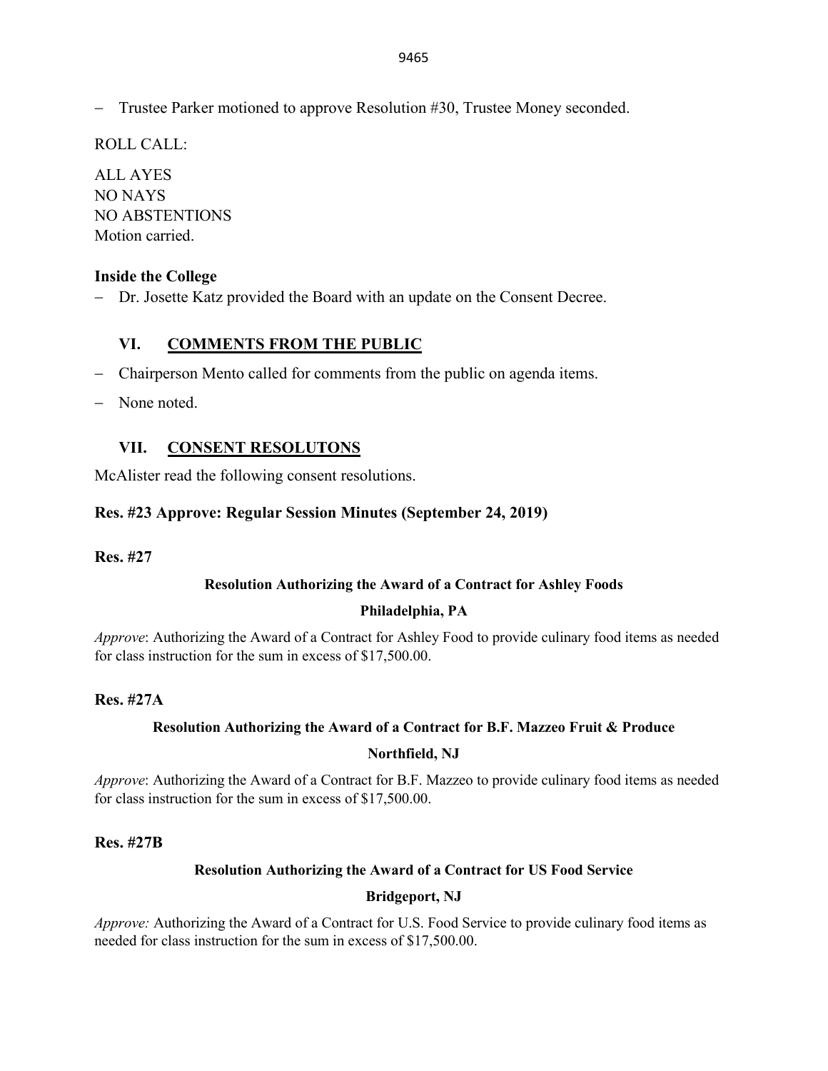– Trustee Parker motioned to approve Resolution #30, Trustee Money seconded.

ROLL CALL:

ALL AYES
NO NAYS
NO ABSTENTIONS
Motion carried.

**Inside the College**

– Dr. Josette Katz provided the Board with an update on the Consent Decree.

## VI. COMMENTS FROM THE PUBLIC

– Chairperson Mento called for comments from the public on agenda items.

– None noted.

## VII. CONSENT RESOLUTONS

McAlister read the following consent resolutions.

**Res. #23 Approve: Regular Session Minutes (September 24, 2019)**

**Res. #27**

**Resolution Authorizing the Award of a Contract for Ashley Foods**

**Philadelphia, PA**

*Approve*: Authorizing the Award of a Contract for Ashley Food to provide culinary food items as needed for class instruction for the sum in excess of $17,500.00.

**Res. #27A**

**Resolution Authorizing the Award of a Contract for B.F. Mazzeo Fruit & Produce**

**Northfield, NJ**

*Approve*: Authorizing the Award of a Contract for B.F. Mazzeo to provide culinary food items as needed for class instruction for the sum in excess of $17,500.00.

**Res. #27B**

**Resolution Authorizing the Award of a Contract for US Food Service**

**Bridgeport, NJ**

*Approve:* Authorizing the Award of a Contract for U.S. Food Service to provide culinary food items as needed for class instruction for the sum in excess of $17,500.00.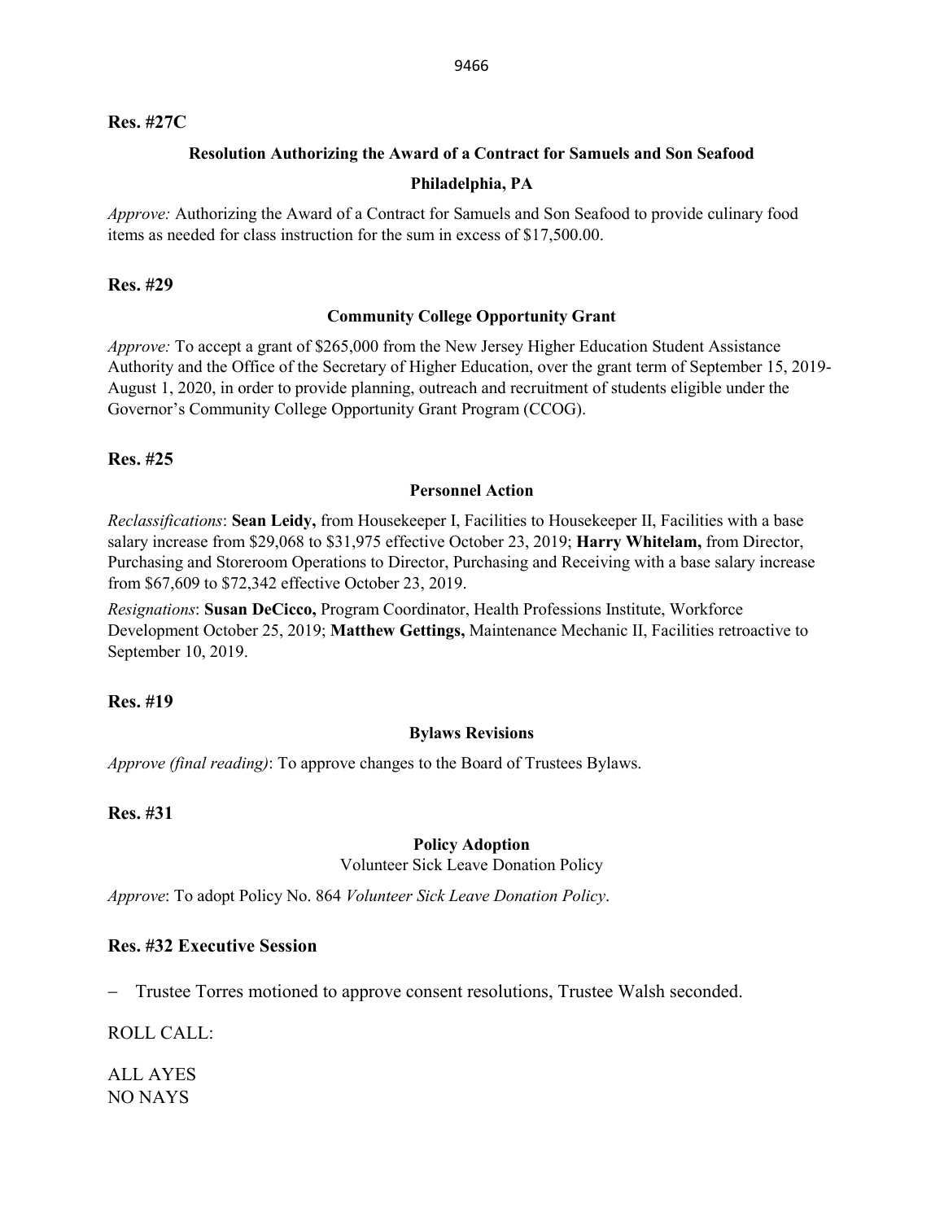**Res. #27C**

**Resolution Authorizing the Award of a Contract for Samuels and Son Seafood**

**Philadelphia, PA**

*Approve:* Authorizing the Award of a Contract for Samuels and Son Seafood to provide culinary food items as needed for class instruction for the sum in excess of $17,500.00.

**Res. #29**

**Community College Opportunity Grant**

*Approve:* To accept a grant of $265,000 from the New Jersey Higher Education Student Assistance Authority and the Office of the Secretary of Higher Education, over the grant term of September 15, 2019-August 1, 2020, in order to provide planning, outreach and recruitment of students eligible under the Governor's Community College Opportunity Grant Program (CCOG).

**Res. #25**

**Personnel Action**

*Reclassifications*: **Sean Leidy,** from Housekeeper I, Facilities to Housekeeper II, Facilities with a base salary increase from $29,068 to $31,975 effective October 23, 2019; **Harry Whitelam,** from Director, Purchasing and Storeroom Operations to Director, Purchasing and Receiving with a base salary increase from $67,609 to $72,342 effective October 23, 2019.

*Resignations*: **Susan DeCicco,** Program Coordinator, Health Professions Institute, Workforce Development October 25, 2019; **Matthew Gettings,** Maintenance Mechanic II, Facilities retroactive to September 10, 2019.

**Res. #19**

**Bylaws Revisions**

*Approve (final reading)*: To approve changes to the Board of Trustees Bylaws.

**Res. #31**

**Policy Adoption**

Volunteer Sick Leave Donation Policy

*Approve*: To adopt Policy No. 864 *Volunteer Sick Leave Donation Policy*.

**Res. #32 Executive Session**

- Trustee Torres motioned to approve consent resolutions, Trustee Walsh seconded.

ROLL CALL:

ALL AYES
NO NAYS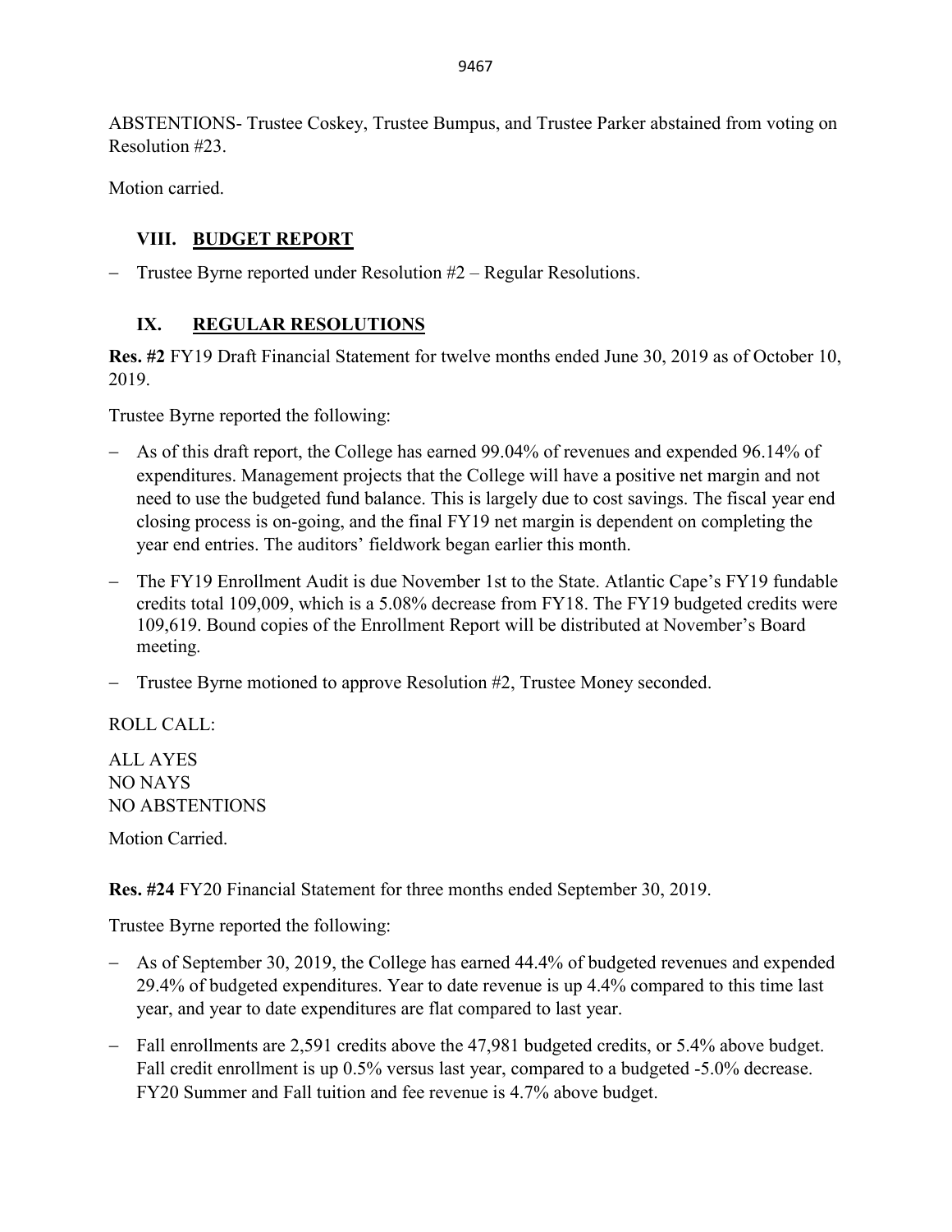ABSTENTIONS- Trustee Coskey, Trustee Bumpus, and Trustee Parker abstained from voting on Resolution #23.

Motion carried.

## VIII. BUDGET REPORT

- Trustee Byrne reported under Resolution #2 – Regular Resolutions.

## IX. REGULAR RESOLUTIONS

**Res. #2** FY19 Draft Financial Statement for twelve months ended June 30, 2019 as of October 10, 2019.

Trustee Byrne reported the following:

- As of this draft report, the College has earned 99.04% of revenues and expended 96.14% of expenditures. Management projects that the College will have a positive net margin and not need to use the budgeted fund balance. This is largely due to cost savings. The fiscal year end closing process is on-going, and the final FY19 net margin is dependent on completing the year end entries. The auditors' fieldwork began earlier this month.
- The FY19 Enrollment Audit is due November 1st to the State. Atlantic Cape's FY19 fundable credits total 109,009, which is a 5.08% decrease from FY18. The FY19 budgeted credits were 109,619. Bound copies of the Enrollment Report will be distributed at November's Board meeting.
- Trustee Byrne motioned to approve Resolution #2, Trustee Money seconded.

ROLL CALL:

ALL AYES
NO NAYS
NO ABSTENTIONS

Motion Carried.

**Res. #24** FY20 Financial Statement for three months ended September 30, 2019.

Trustee Byrne reported the following:

- As of September 30, 2019, the College has earned 44.4% of budgeted revenues and expended 29.4% of budgeted expenditures. Year to date revenue is up 4.4% compared to this time last year, and year to date expenditures are flat compared to last year.
- Fall enrollments are 2,591 credits above the 47,981 budgeted credits, or 5.4% above budget. Fall credit enrollment is up 0.5% versus last year, compared to a budgeted -5.0% decrease. FY20 Summer and Fall tuition and fee revenue is 4.7% above budget.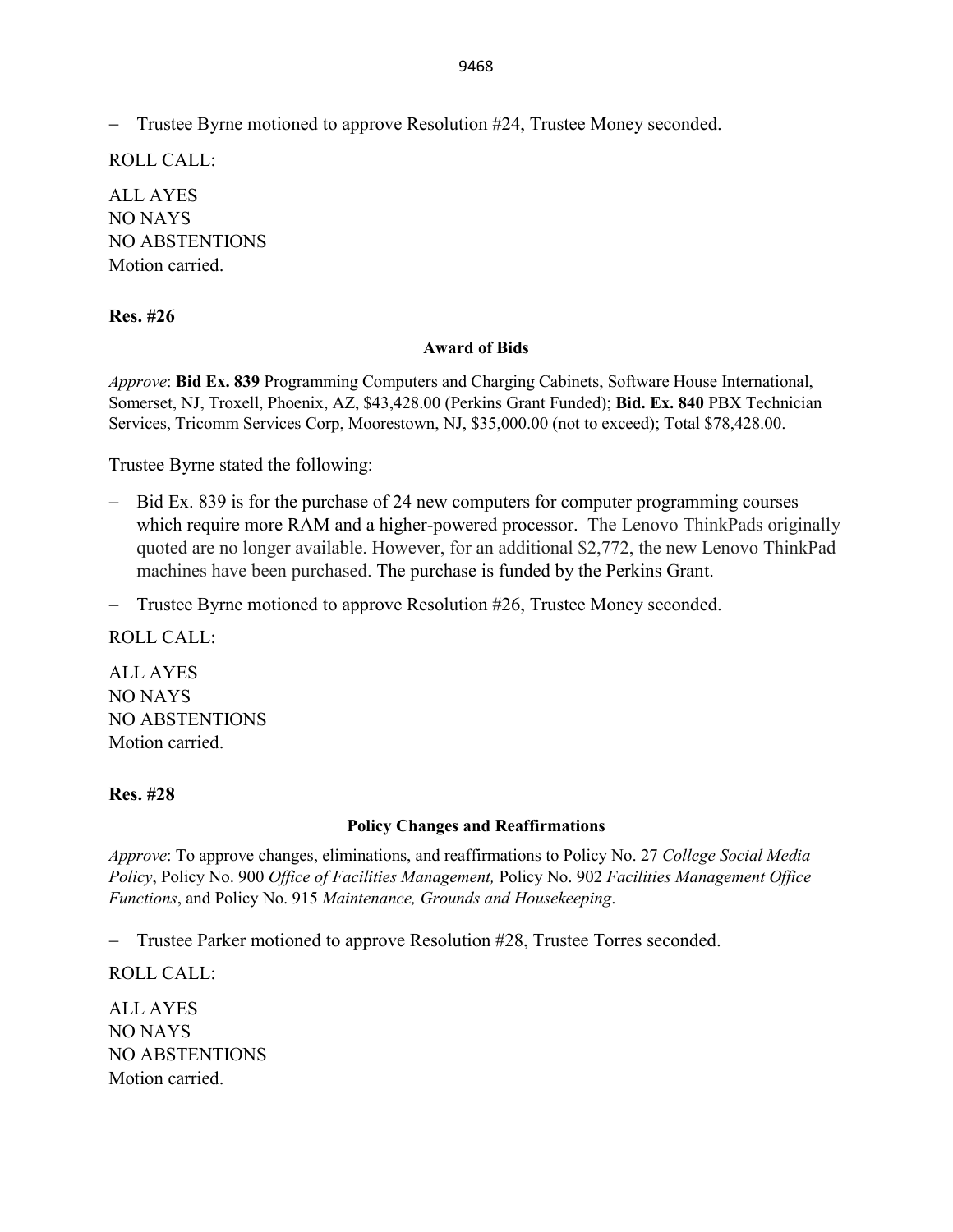– Trustee Byrne motioned to approve Resolution #24, Trustee Money seconded.

ROLL CALL:

ALL AYES
NO NAYS
NO ABSTENTIONS
Motion carried.

**Res. #26**

**Award of Bids**

*Approve*: **Bid Ex. 839** Programming Computers and Charging Cabinets, Software House International, Somerset, NJ, Troxell, Phoenix, AZ, $43,428.00 (Perkins Grant Funded); **Bid. Ex. 840** PBX Technician Services, Tricomm Services Corp, Moorestown, NJ, $35,000.00 (not to exceed); Total $78,428.00.

Trustee Byrne stated the following:

– Bid Ex. 839 is for the purchase of 24 new computers for computer programming courses which require more RAM and a higher-powered processor. The Lenovo ThinkPads originally quoted are no longer available. However, for an additional $2,772, the new Lenovo ThinkPad machines have been purchased. The purchase is funded by the Perkins Grant.

– Trustee Byrne motioned to approve Resolution #26, Trustee Money seconded.

ROLL CALL:

ALL AYES
NO NAYS
NO ABSTENTIONS
Motion carried.

**Res. #28**

**Policy Changes and Reaffirmations**

*Approve*: To approve changes, eliminations, and reaffirmations to Policy No. 27 *College Social Media Policy*, Policy No. 900 *Office of Facilities Management,* Policy No. 902 *Facilities Management Office Functions*, and Policy No. 915 *Maintenance, Grounds and Housekeeping*.

– Trustee Parker motioned to approve Resolution #28, Trustee Torres seconded.

ROLL CALL:

ALL AYES
NO NAYS
NO ABSTENTIONS
Motion carried.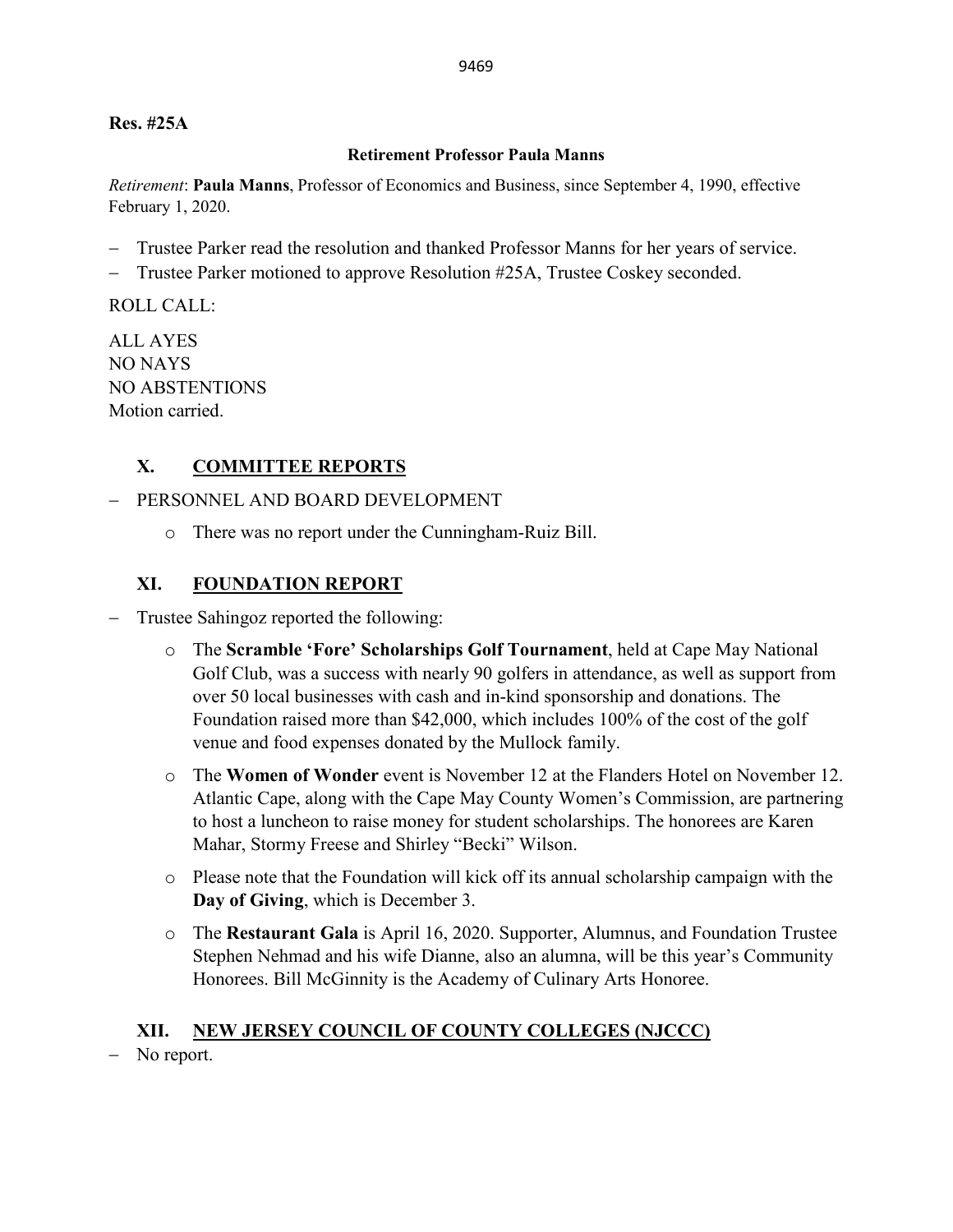**Res. #25A**

**Retirement Professor Paula Manns**

*Retirement*: **Paula Manns**, Professor of Economics and Business, since September 4, 1990, effective February 1, 2020.

- Trustee Parker read the resolution and thanked Professor Manns for her years of service.
- Trustee Parker motioned to approve Resolution #25A, Trustee Coskey seconded.

ROLL CALL:

ALL AYES
NO NAYS
NO ABSTENTIONS
Motion carried.

## X. COMMITTEE REPORTS

- PERSONNEL AND BOARD DEVELOPMENT
  - There was no report under the Cunningham-Ruiz Bill.

## XI. FOUNDATION REPORT

- Trustee Sahingoz reported the following:
  - The **Scramble 'Fore' Scholarships Golf Tournament**, held at Cape May National Golf Club, was a success with nearly 90 golfers in attendance, as well as support from over 50 local businesses with cash and in-kind sponsorship and donations. The Foundation raised more than $42,000, which includes 100% of the cost of the golf venue and food expenses donated by the Mullock family.
  - The **Women of Wonder** event is November 12 at the Flanders Hotel on November 12. Atlantic Cape, along with the Cape May County Women's Commission, are partnering to host a luncheon to raise money for student scholarships. The honorees are Karen Mahar, Stormy Freese and Shirley "Becki" Wilson.
  - Please note that the Foundation will kick off its annual scholarship campaign with the **Day of Giving**, which is December 3.
  - The **Restaurant Gala** is April 16, 2020. Supporter, Alumnus, and Foundation Trustee Stephen Nehmad and his wife Dianne, also an alumna, will be this year's Community Honorees. Bill McGinnity is the Academy of Culinary Arts Honoree.

## XII. NEW JERSEY COUNCIL OF COUNTY COLLEGES (NJCCC)

- No report.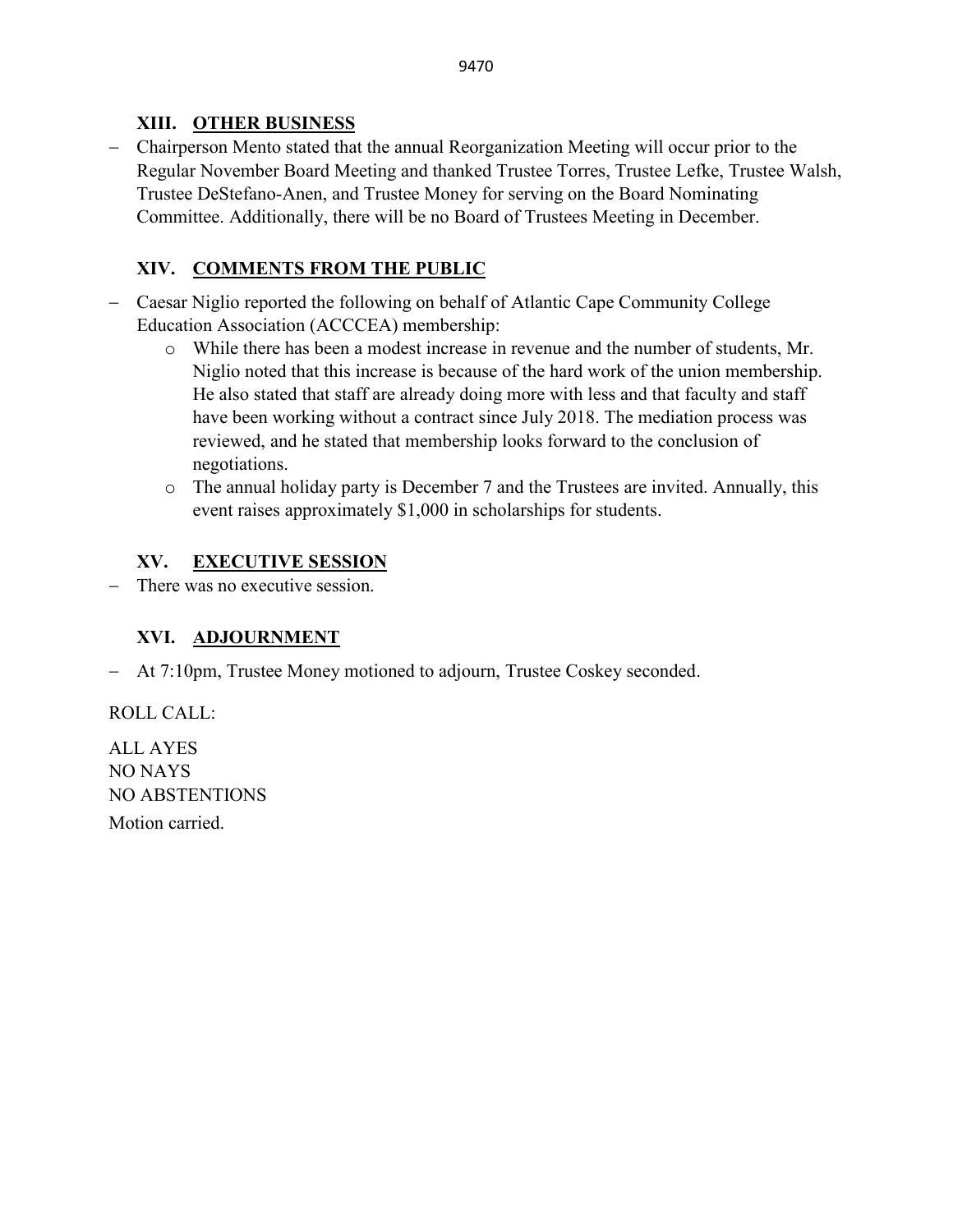## XIII. OTHER BUSINESS

- Chairperson Mento stated that the annual Reorganization Meeting will occur prior to the Regular November Board Meeting and thanked Trustee Torres, Trustee Lefke, Trustee Walsh, Trustee DeStefano-Anen, and Trustee Money for serving on the Board Nominating Committee. Additionally, there will be no Board of Trustees Meeting in December.

## XIV. COMMENTS FROM THE PUBLIC

- Caesar Niglio reported the following on behalf of Atlantic Cape Community College Education Association (ACCCEA) membership:
  - While there has been a modest increase in revenue and the number of students, Mr. Niglio noted that this increase is because of the hard work of the union membership. He also stated that staff are already doing more with less and that faculty and staff have been working without a contract since July 2018. The mediation process was reviewed, and he stated that membership looks forward to the conclusion of negotiations.
  - The annual holiday party is December 7 and the Trustees are invited. Annually, this event raises approximately $1,000 in scholarships for students.

## XV. EXECUTIVE SESSION

- There was no executive session.

## XVI. ADJOURNMENT

- At 7:10pm, Trustee Money motioned to adjourn, Trustee Coskey seconded.

ROLL CALL:

ALL AYES
NO NAYS
NO ABSTENTIONS
Motion carried.